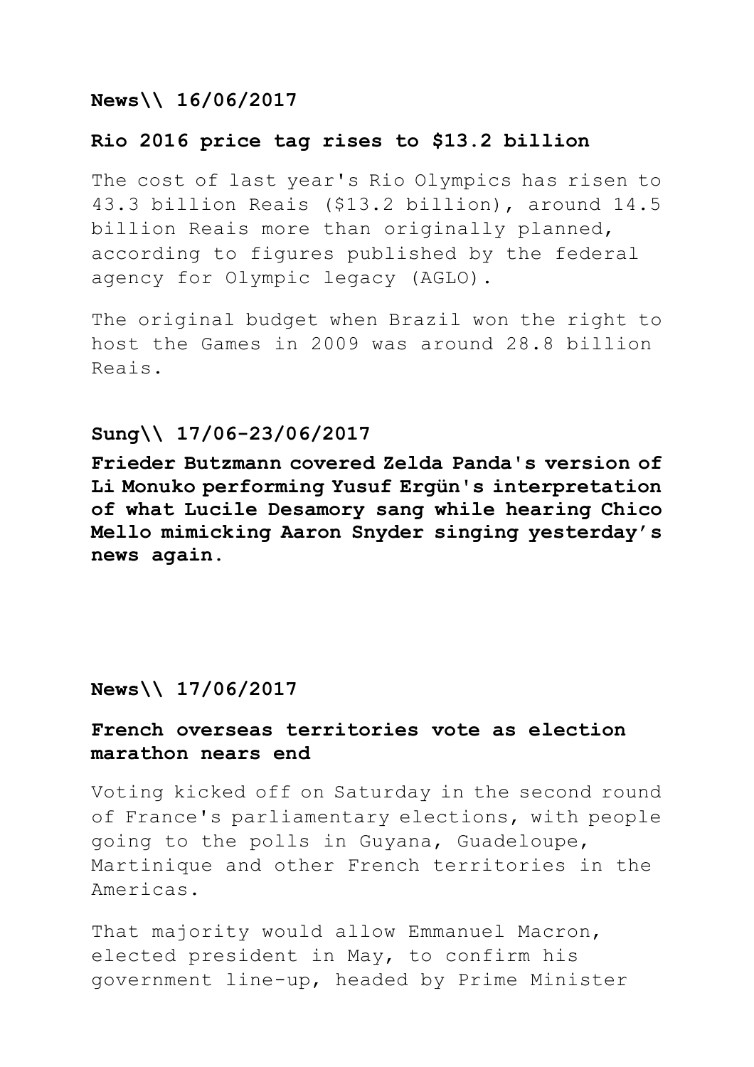**News\\ 16/06/2017**

**Rio 2016 price tag rises to $13.2 billion**

The cost of last year's Rio Olympics has risen to 43.3 billion Reais ($13.2 billion), around 14.5 billion Reais more than originally planned, according to figures published by the federal agency for Olympic legacy (AGLO).

The original budget when Brazil won the right to host the Games in 2009 was around 28.8 billion Reais.

**Sung\\ 17/06-23/06/2017**

**Frieder Butzmann covered Zelda Panda's version of Li Monuko performing Yusuf Ergün's interpretation of what Lucile Desamory sang while hearing Chico Mello mimicking Aaron Snyder singing yesterday's news again.**

**News\\ 17/06/2017**

**French overseas territories vote as election marathon nears end**

Voting kicked off on Saturday in the second round of France's parliamentary elections, with people going to the polls in Guyana, Guadeloupe, Martinique and other French territories in the Americas.

That majority would allow Emmanuel Macron, elected president in May, to confirm his government line-up, headed by Prime Minister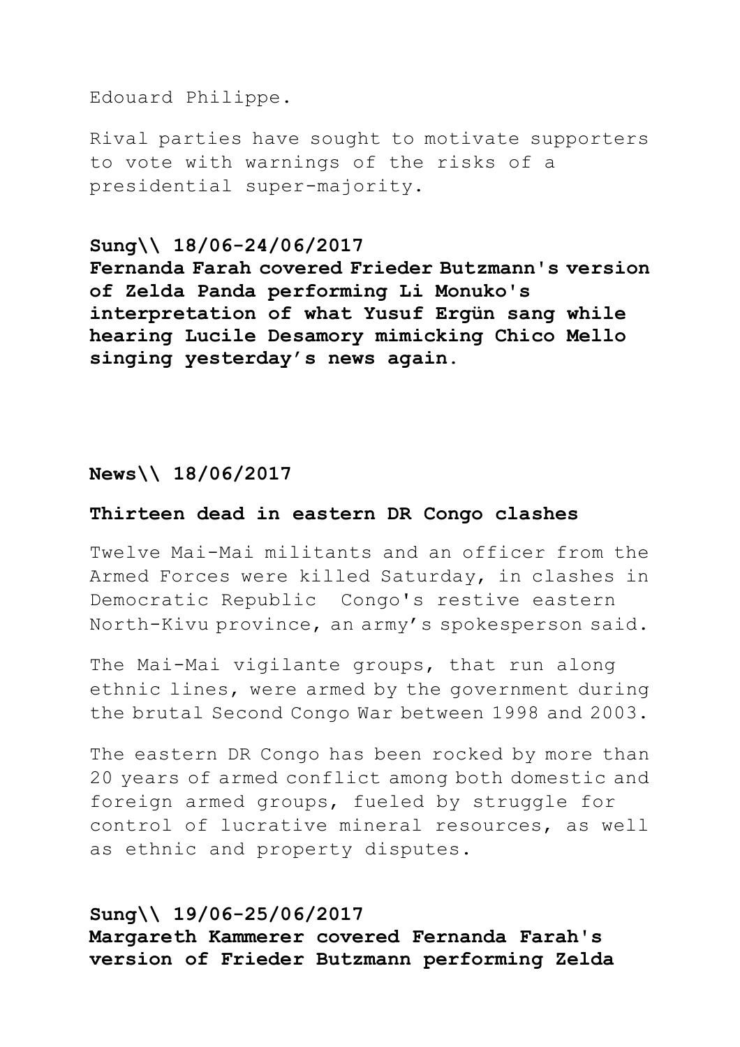Edouard Philippe.

Rival parties have sought to motivate supporters to vote with warnings of the risks of a presidential super-majority.

**Sung\\ 18/06-24/06/2017**
**Fernanda Farah covered Frieder Butzmann's version of Zelda Panda performing Li Monuko's interpretation of what Yusuf Ergün sang while hearing Lucile Desamory mimicking Chico Mello singing yesterday's news again.**

**News\\ 18/06/2017**

**Thirteen dead in eastern DR Congo clashes**

Twelve Mai-Mai militants and an officer from the Armed Forces were killed Saturday, in clashes in Democratic Republic Congo's restive eastern North-Kivu province, an army's spokesperson said.

The Mai-Mai vigilante groups, that run along ethnic lines, were armed by the government during the brutal Second Congo War between 1998 and 2003.

The eastern DR Congo has been rocked by more than 20 years of armed conflict among both domestic and foreign armed groups, fueled by struggle for control of lucrative mineral resources, as well as ethnic and property disputes.

**Sung\\ 19/06-25/06/2017**
**Margareth Kammerer covered Fernanda Farah's version of Frieder Butzmann performing Zelda**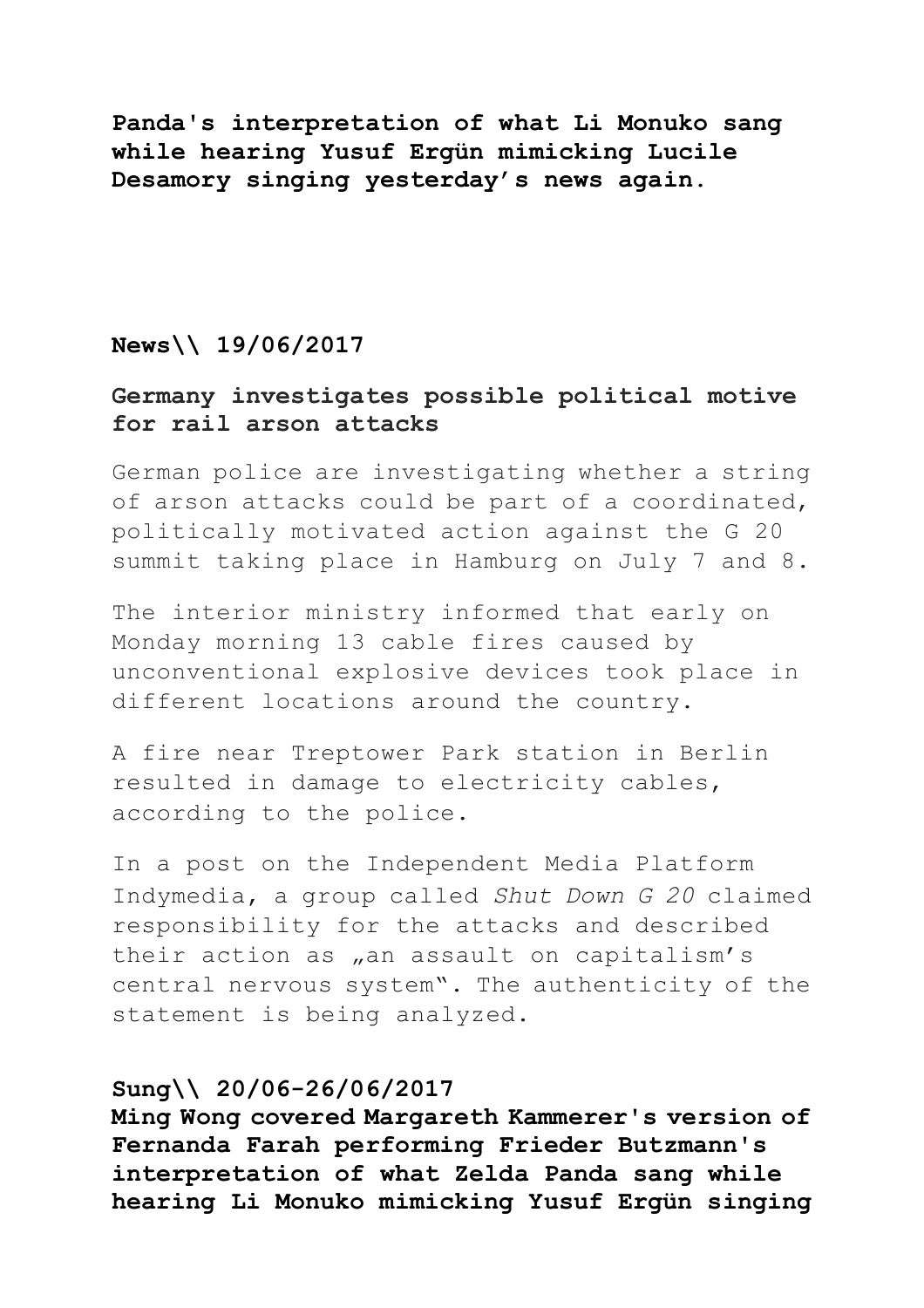**Panda's interpretation of what Li Monuko sang while hearing Yusuf Ergün mimicking Lucile Desamory singing yesterday's news again.**

**News\\ 19/06/2017**

**Germany investigates possible political motive for rail arson attacks**

German police are investigating whether a string of arson attacks could be part of a coordinated, politically motivated action against the G 20 summit taking place in Hamburg on July 7 and 8.

The interior ministry informed that early on Monday morning 13 cable fires caused by unconventional explosive devices took place in different locations around the country.

A fire near Treptower Park station in Berlin resulted in damage to electricity cables, according to the police.

In a post on the Independent Media Platform Indymedia, a group called *Shut Down G 20* claimed responsibility for the attacks and described their action as „an assault on capitalism's central nervous system". The authenticity of the statement is being analyzed.

**Sung\\ 20/06-26/06/2017**
**Ming Wong covered Margareth Kammerer's version of Fernanda Farah performing Frieder Butzmann's interpretation of what Zelda Panda sang while hearing Li Monuko mimicking Yusuf Ergün singing**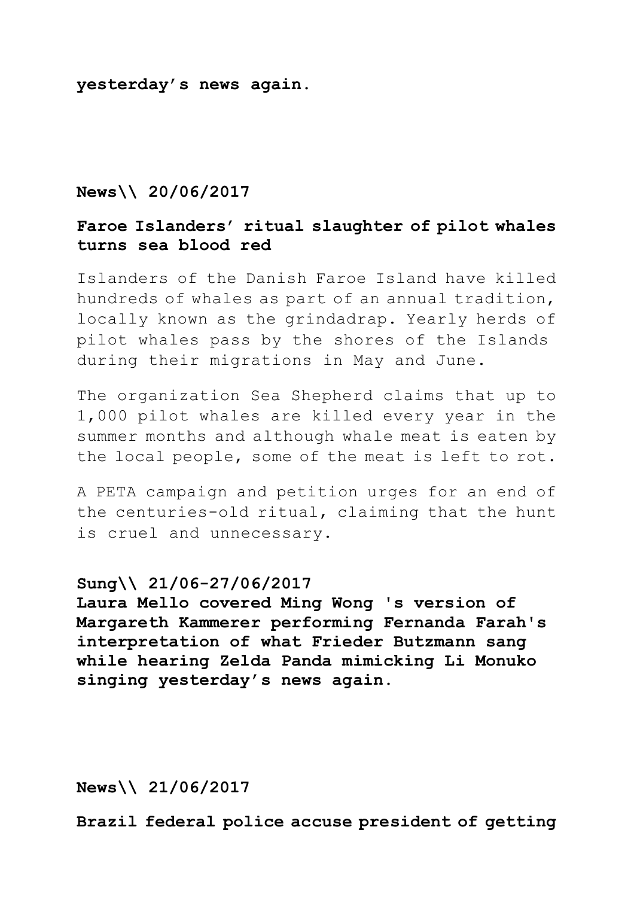**yesterday’s news again.**

**News\\ 20/06/2017**

**Faroe Islanders’ ritual slaughter of pilot whales turns sea blood red**

Islanders of the Danish Faroe Island have killed hundreds of whales as part of an annual tradition, locally known as the grindadrap. Yearly herds of pilot whales pass by the shores of the Islands during their migrations in May and June.

The organization Sea Shepherd claims that up to 1,000 pilot whales are killed every year in the summer months and although whale meat is eaten by the local people, some of the meat is left to rot.

A PETA campaign and petition urges for an end of the centuries-old ritual, claiming that the hunt is cruel and unnecessary.

**Sung\\ 21/06-27/06/2017**
**Laura Mello covered Ming Wong 's version of Margareth Kammerer performing Fernanda Farah's interpretation of what Frieder Butzmann sang while hearing Zelda Panda mimicking Li Monuko singing yesterday’s news again.**

**News\\ 21/06/2017**

**Brazil federal police accuse president of getting**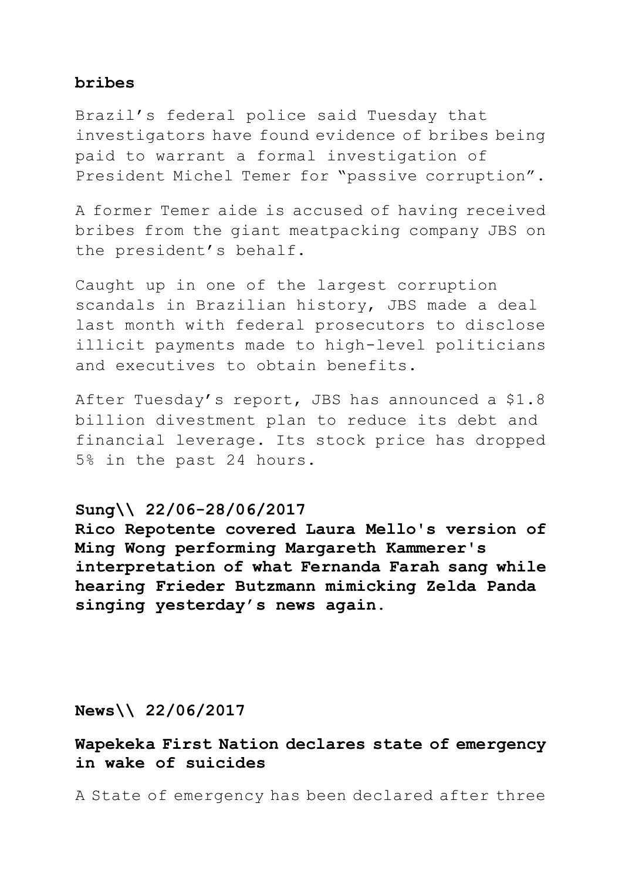**bribes**

Brazil’s federal police said Tuesday that investigators have found evidence of bribes being paid to warrant a formal investigation of President Michel Temer for “passive corruption”.

A former Temer aide is accused of having received bribes from the giant meatpacking company JBS on the president’s behalf.

Caught up in one of the largest corruption scandals in Brazilian history, JBS made a deal last month with federal prosecutors to disclose illicit payments made to high-level politicians and executives to obtain benefits.

After Tuesday’s report, JBS has announced a $1.8 billion divestment plan to reduce its debt and financial leverage. Its stock price has dropped 5% in the past 24 hours.

**Sung\\ 22/06-28/06/2017**
**Rico Repotente covered Laura Mello's version of Ming Wong performing Margareth Kammerer's interpretation of what Fernanda Farah sang while hearing Frieder Butzmann mimicking Zelda Panda singing yesterday’s news again.**

**News\\ 22/06/2017**

**Wapekeka First Nation declares state of emergency in wake of suicides**

A State of emergency has been declared after three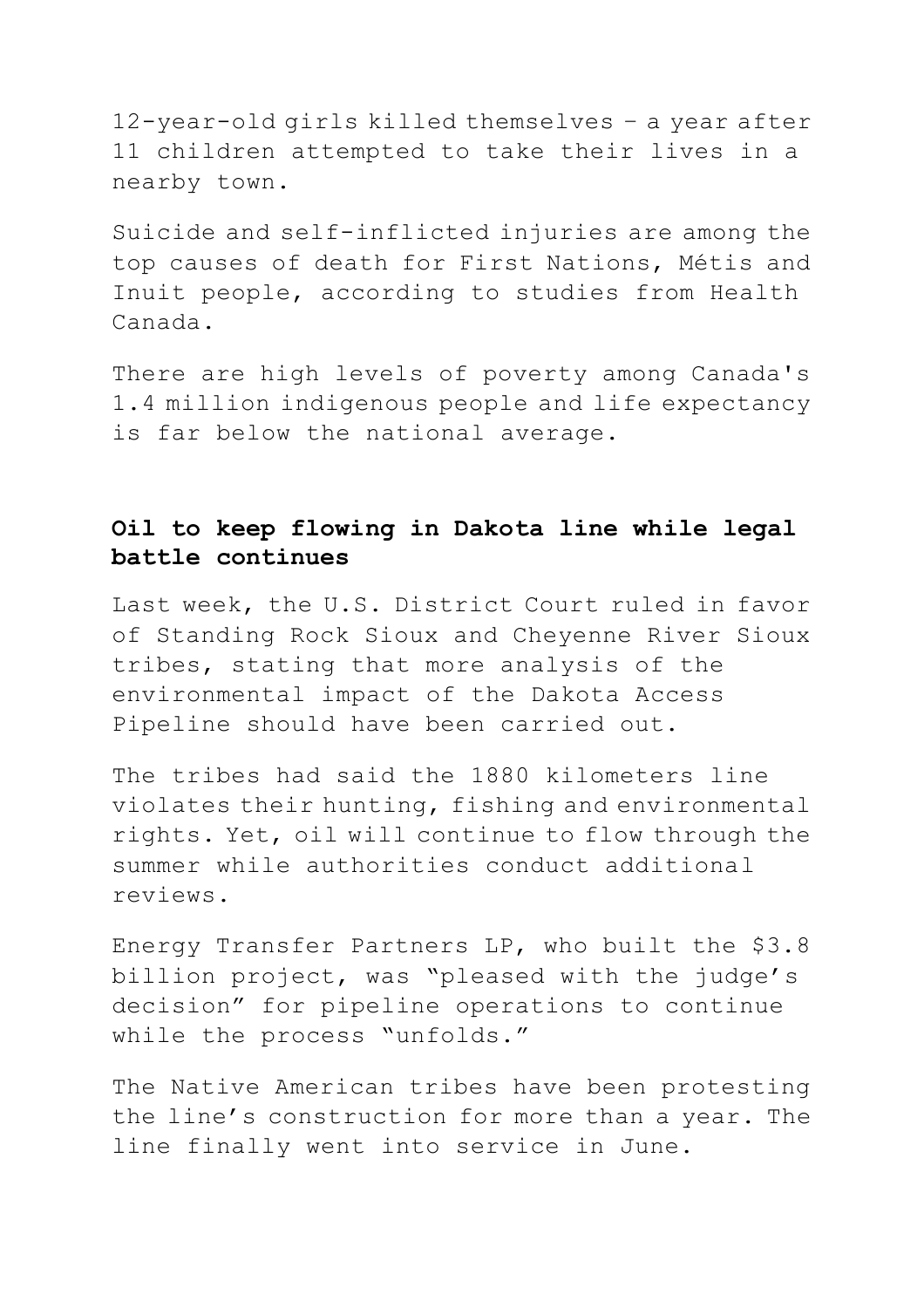12-year-old girls killed themselves – a year after 11 children attempted to take their lives in a nearby town.

Suicide and self-inflicted injuries are among the top causes of death for First Nations, Métis and Inuit people, according to studies from Health Canada.

There are high levels of poverty among Canada's 1.4 million indigenous people and life expectancy is far below the national average.

**Oil to keep flowing in Dakota line while legal battle continues**

Last week, the U.S. District Court ruled in favor of Standing Rock Sioux and Cheyenne River Sioux tribes, stating that more analysis of the environmental impact of the Dakota Access Pipeline should have been carried out.

The tribes had said the 1880 kilometers line violates their hunting, fishing and environmental rights. Yet, oil will continue to flow through the summer while authorities conduct additional reviews.

Energy Transfer Partners LP, who built the $3.8 billion project, was "pleased with the judge's decision" for pipeline operations to continue while the process "unfolds."

The Native American tribes have been protesting the line's construction for more than a year. The line finally went into service in June.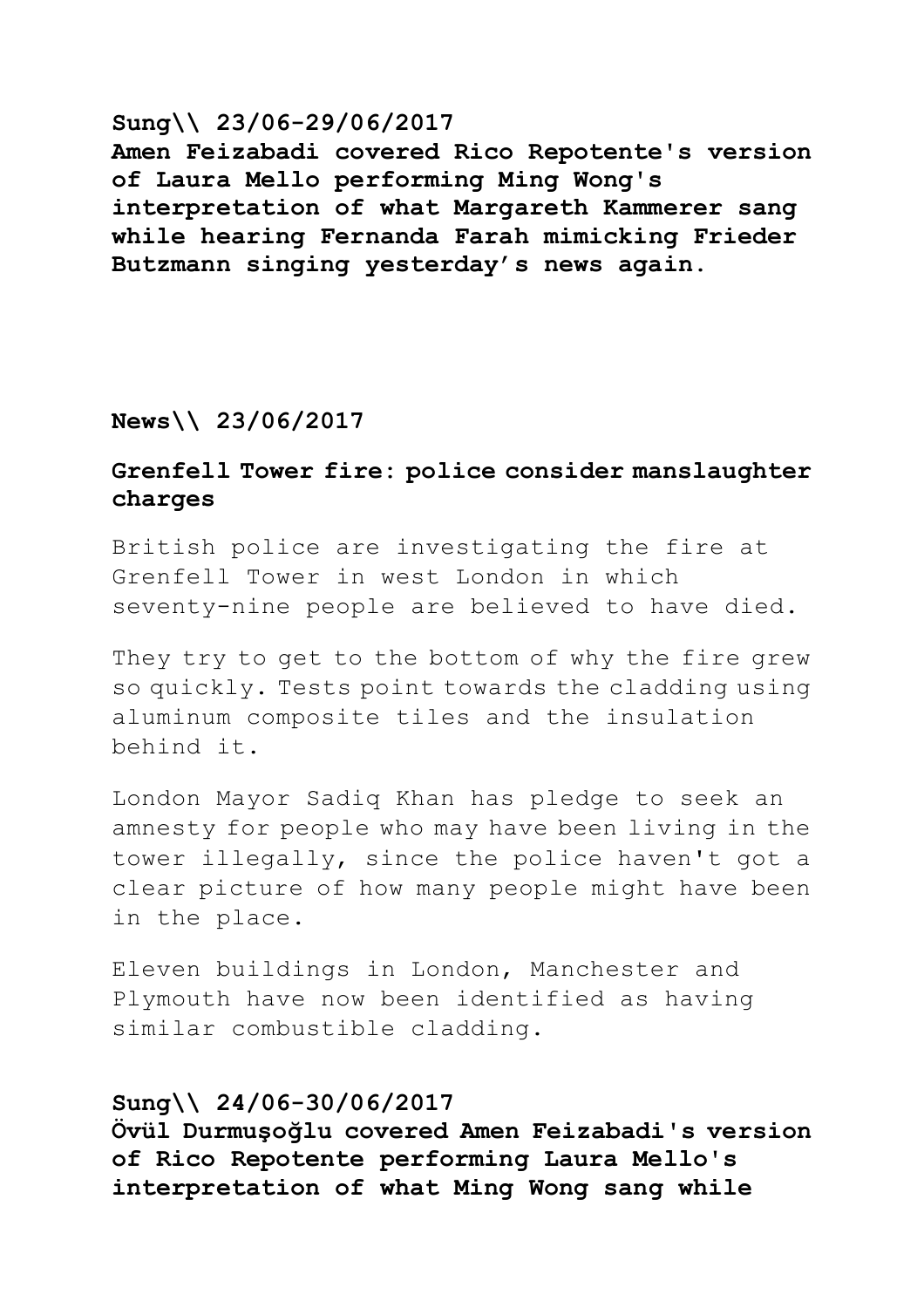**Sung\\ 23/06-29/06/2017**
**Amen Feizabadi covered Rico Repotente's version of Laura Mello performing Ming Wong's interpretation of what Margareth Kammerer sang while hearing Fernanda Farah mimicking Frieder Butzmann singing yesterday's news again.**

**News\\ 23/06/2017**

**Grenfell Tower fire: police consider manslaughter charges**

British police are investigating the fire at Grenfell Tower in west London in which seventy-nine people are believed to have died.

They try to get to the bottom of why the fire grew so quickly. Tests point towards the cladding using aluminum composite tiles and the insulation behind it.

London Mayor Sadiq Khan has pledge to seek an amnesty for people who may have been living in the tower illegally, since the police haven't got a clear picture of how many people might have been in the place.

Eleven buildings in London, Manchester and Plymouth have now been identified as having similar combustible cladding.

**Sung\\ 24/06-30/06/2017**
**Övül Durmuşoğlu covered Amen Feizabadi's version of Rico Repotente performing Laura Mello's interpretation of what Ming Wong sang while**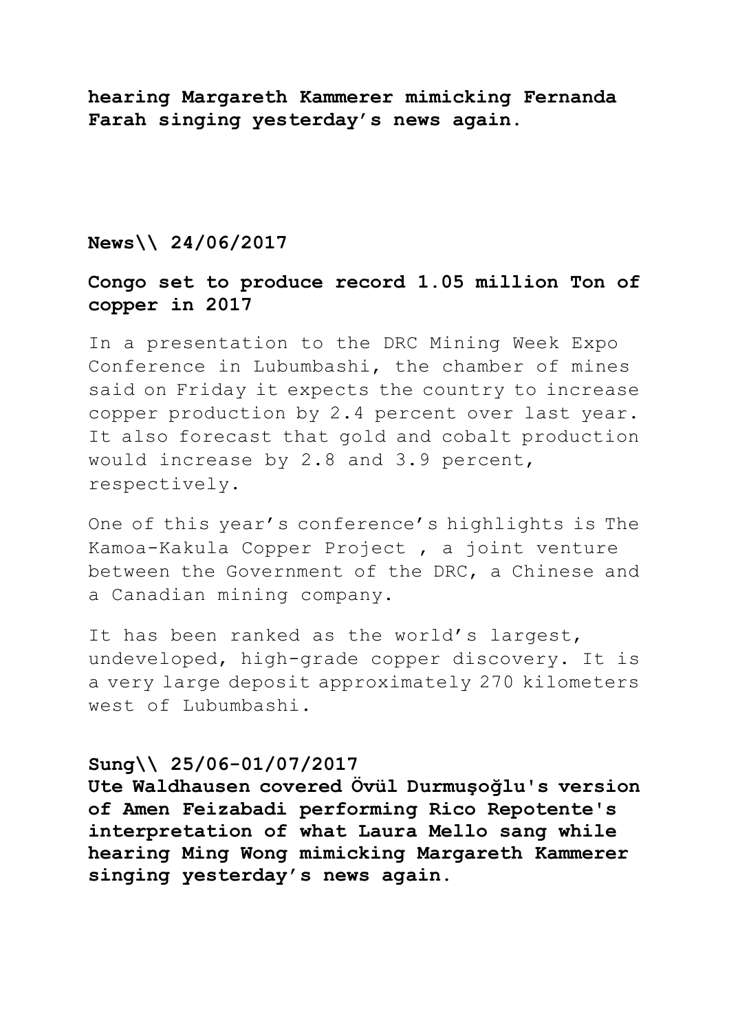**hearing Margareth Kammerer mimicking Fernanda Farah singing yesterday’s news again.**

**News\\ 24/06/2017**

**Congo set to produce record 1.05 million Ton of copper in 2017**

In a presentation to the DRC Mining Week Expo Conference in Lubumbashi, the chamber of mines said on Friday it expects the country to increase copper production by 2.4 percent over last year. It also forecast that gold and cobalt production would increase by 2.8 and 3.9 percent, respectively.

One of this year’s conference’s highlights is The Kamoa-Kakula Copper Project , a joint venture between the Government of the DRC, a Chinese and a Canadian mining company.

It has been ranked as the world’s largest, undeveloped, high-grade copper discovery. It is a very large deposit approximately 270 kilometers west of Lubumbashi.

**Sung\\ 25/06-01/07/2017**
**Ute Waldhausen covered Övül Durmuşoğlu's version of Amen Feizabadi performing Rico Repotente's interpretation of what Laura Mello sang while hearing Ming Wong mimicking Margareth Kammerer singing yesterday’s news again.**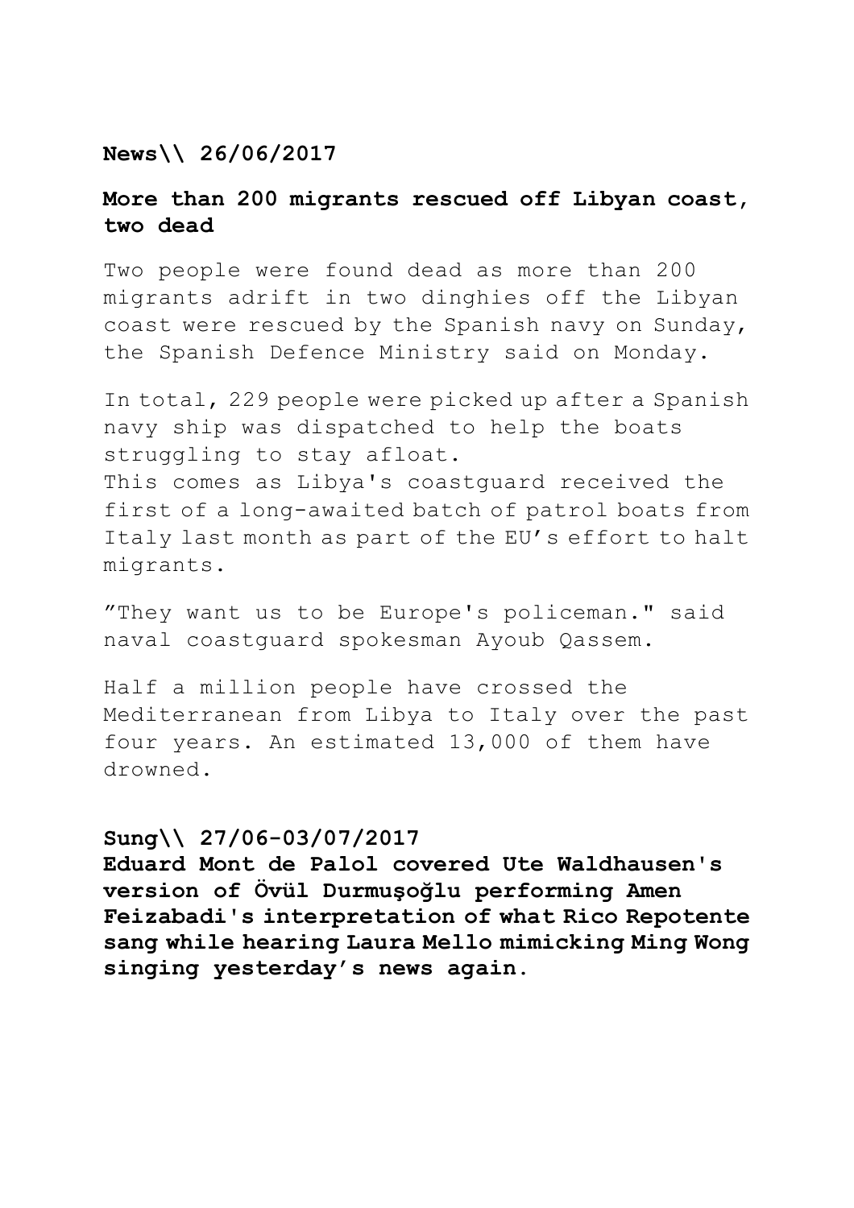**News\\ 26/06/2017**

**More than 200 migrants rescued off Libyan coast, two dead**

Two people were found dead as more than 200 migrants adrift in two dinghies off the Libyan coast were rescued by the Spanish navy on Sunday, the Spanish Defence Ministry said on Monday.

In total, 229 people were picked up after a Spanish navy ship was dispatched to help the boats struggling to stay afloat.
This comes as Libya's coastguard received the first of a long-awaited batch of patrol boats from Italy last month as part of the EU's effort to halt migrants.

"They want us to be Europe's policeman." said naval coastguard spokesman Ayoub Qassem.

Half a million people have crossed the Mediterranean from Libya to Italy over the past four years. An estimated 13,000 of them have drowned.

**Sung\\ 27/06-03/07/2017**
**Eduard Mont de Palol covered Ute Waldhausen's version of Övül Durmuşoğlu performing Amen Feizabadi's interpretation of what Rico Repotente sang while hearing Laura Mello mimicking Ming Wong singing yesterday's news again.**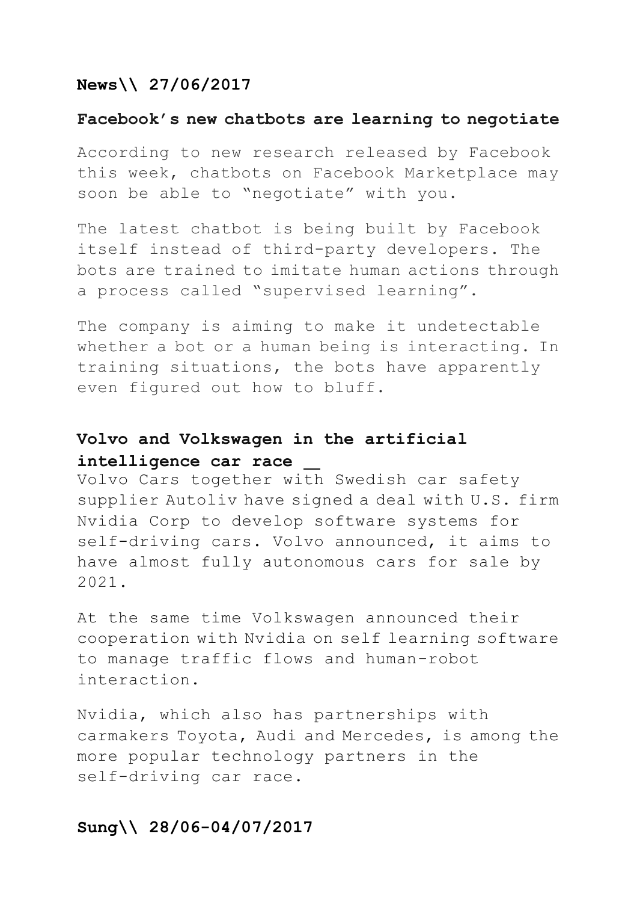**News\\ 27/06/2017**

**Facebook's new chatbots are learning to negotiate**

According to new research released by Facebook this week, chatbots on Facebook Marketplace may soon be able to "negotiate" with you.

The latest chatbot is being built by Facebook itself instead of third-party developers. The bots are trained to imitate human actions through a process called "supervised learning".

The company is aiming to make it undetectable whether a bot or a human being is interacting. In training situations, the bots have apparently even figured out how to bluff.

**Volvo and Volkswagen in the artificial intelligence car race**

Volvo Cars together with Swedish car safety supplier Autoliv have signed a deal with U.S. firm Nvidia Corp to develop software systems for self-driving cars. Volvo announced, it aims to have almost fully autonomous cars for sale by 2021.

At the same time Volkswagen announced their cooperation with Nvidia on self learning software to manage traffic flows and human-robot interaction.

Nvidia, which also has partnerships with carmakers Toyota, Audi and Mercedes, is among the more popular technology partners in the self-driving car race.

**Sung\\ 28/06-04/07/2017**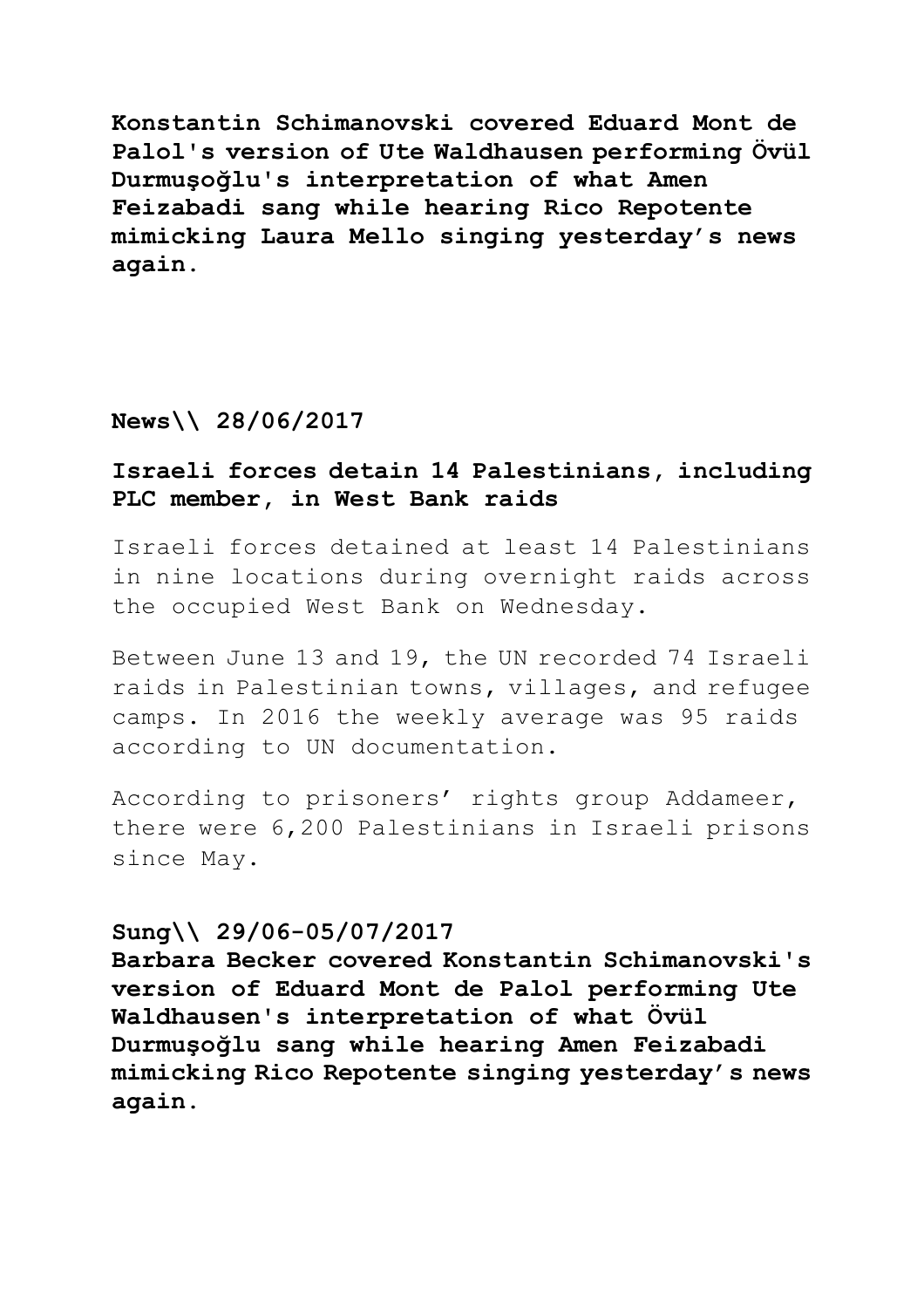**Konstantin Schimanovski covered Eduard Mont de Palol's version of Ute Waldhausen performing Övül Durmuşoğlu's interpretation of what Amen Feizabadi sang while hearing Rico Repotente mimicking Laura Mello singing yesterday's news again.**

**News\\ 28/06/2017**

**Israeli forces detain 14 Palestinians, including PLC member, in West Bank raids**

Israeli forces detained at least 14 Palestinians in nine locations during overnight raids across the occupied West Bank on Wednesday.

Between June 13 and 19, the UN recorded 74 Israeli raids in Palestinian towns, villages, and refugee camps. In 2016 the weekly average was 95 raids according to UN documentation.

According to prisoners' rights group Addameer, there were 6,200 Palestinians in Israeli prisons since May.

**Sung\\ 29/06-05/07/2017**
**Barbara Becker covered Konstantin Schimanovski's version of Eduard Mont de Palol performing Ute Waldhausen's interpretation of what Övül Durmuşoğlu sang while hearing Amen Feizabadi mimicking Rico Repotente singing yesterday's news again.**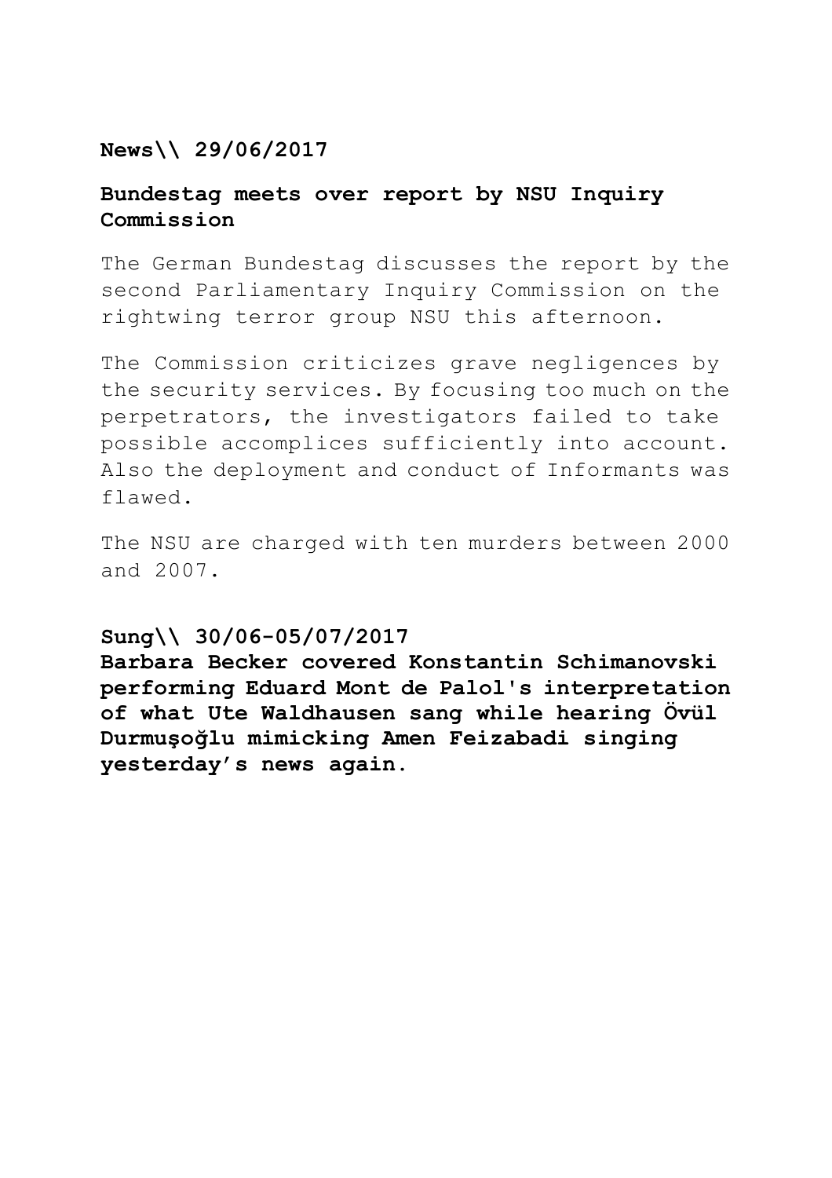**News\\ 29/06/2017**

**Bundestag meets over report by NSU Inquiry Commission**

The German Bundestag discusses the report by the second Parliamentary Inquiry Commission on the rightwing terror group NSU this afternoon.

The Commission criticizes grave negligences by the security services. By focusing too much on the perpetrators, the investigators failed to take possible accomplices sufficiently into account. Also the deployment and conduct of Informants was flawed.

The NSU are charged with ten murders between 2000 and 2007.

**Sung\\ 30/06-05/07/2017**
**Barbara Becker covered Konstantin Schimanovski performing Eduard Mont de Palol's interpretation of what Ute Waldhausen sang while hearing Övül Durmuşoğlu mimicking Amen Feizabadi singing yesterday's news again.**